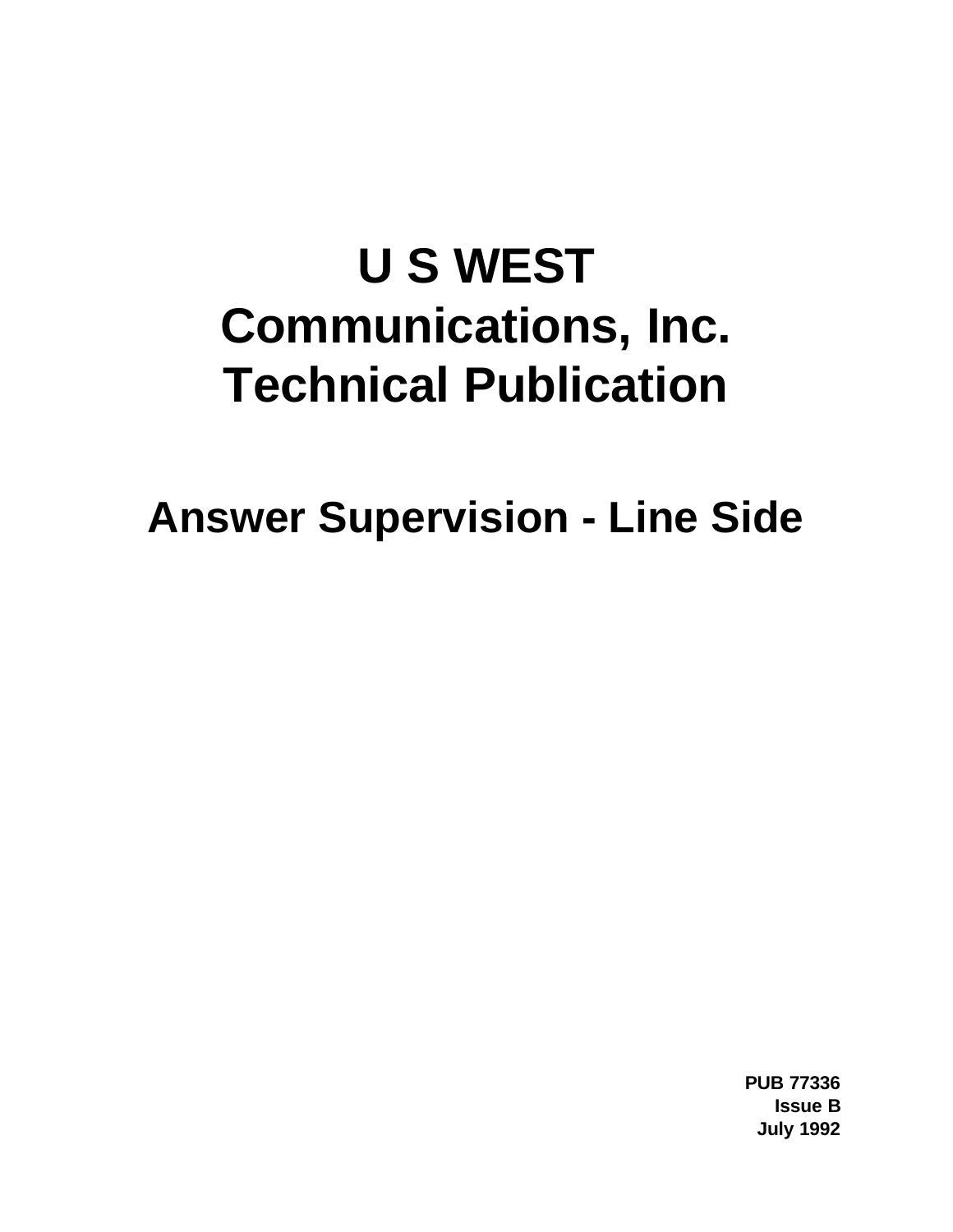# U S WEST Communications, Inc. Technical Publication

## Answer Supervision - Line Side

**PUB 77336**
**Issue B**
**July 1992**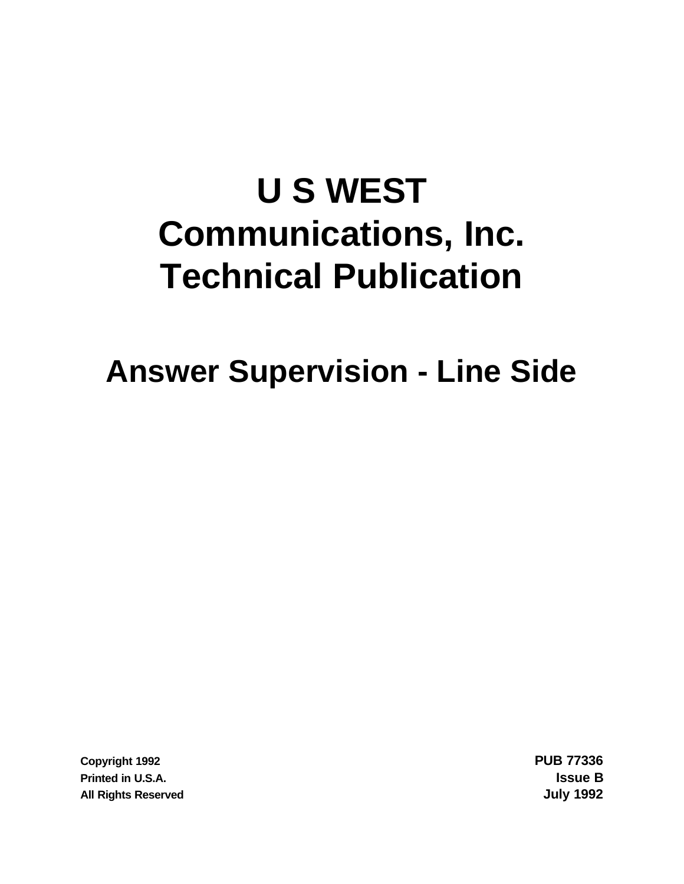# U S WEST Communications, Inc. Technical Publication

## Answer Supervision - Line Side

Copyright 1992
Printed in U.S.A.
All Rights Reserved

**PUB 77336**
**Issue B**
**July 1992**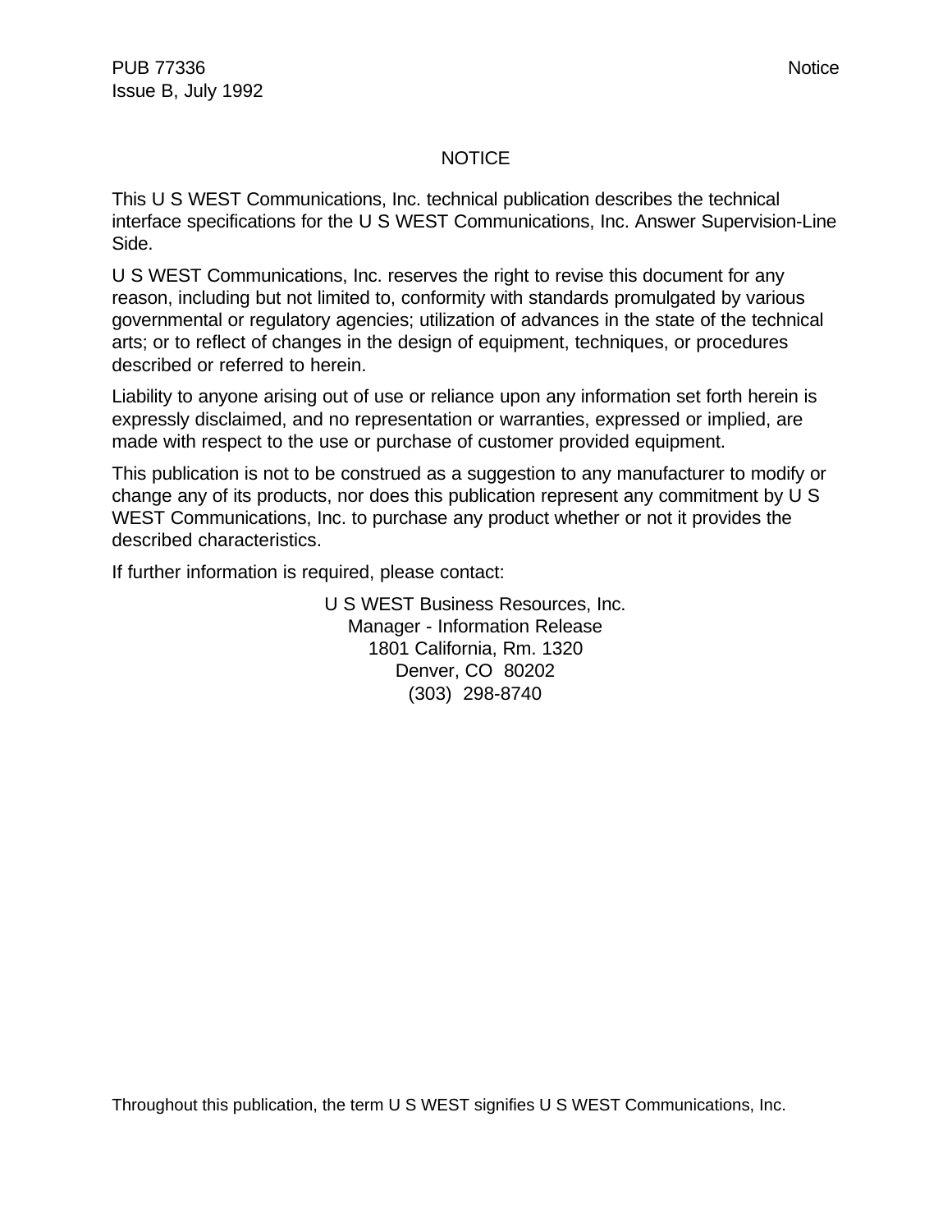# NOTICE

This U S WEST Communications, Inc. technical publication describes the technical interface specifications for the U S WEST Communications, Inc. Answer Supervision-Line Side.

U S WEST Communications, Inc. reserves the right to revise this document for any reason, including but not limited to, conformity with standards promulgated by various governmental or regulatory agencies; utilization of advances in the state of the technical arts; or to reflect of changes in the design of equipment, techniques, or procedures described or referred to herein.

Liability to anyone arising out of use or reliance upon any information set forth herein is expressly disclaimed, and no representation or warranties, expressed or implied, are made with respect to the use or purchase of customer provided equipment.

This publication is not to be construed as a suggestion to any manufacturer to modify or change any of its products, nor does this publication represent any commitment by U S WEST Communications, Inc. to purchase any product whether or not it provides the described characteristics.

If further information is required, please contact:

U S WEST Business Resources, Inc.
Manager - Information Release
1801 California, Rm. 1320
Denver, CO 80202
(303) 298-8740

Throughout this publication, the term U S WEST signifies U S WEST Communications, Inc.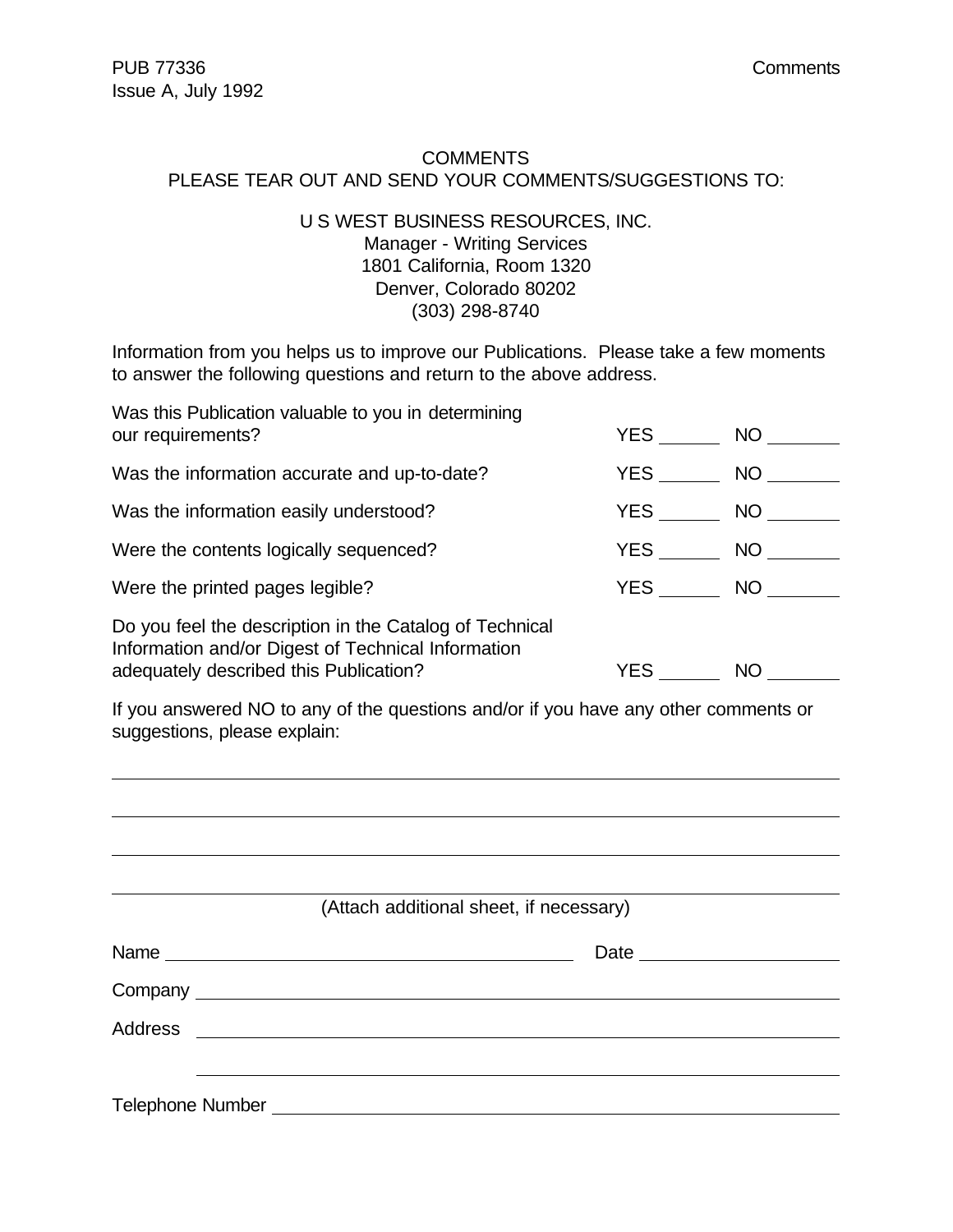# COMMENTS

PLEASE TEAR OUT AND SEND YOUR COMMENTS/SUGGESTIONS TO:

U S WEST BUSINESS RESOURCES, INC.
Manager - Writing Services
1801 California, Room 1320
Denver, Colorado 80202
(303) 298-8740

Information from you helps us to improve our Publications. Please take a few moments to answer the following questions and return to the above address.

| | | |
|---|---|---|
| Was this Publication valuable to you in determining our requirements? | YES ______ | NO ______ |
| Was the information accurate and up-to-date? | YES ______ | NO ______ |
| Was the information easily understood? | YES ______ | NO ______ |
| Were the contents logically sequenced? | YES ______ | NO ______ |
| Were the printed pages legible? | YES ______ | NO ______ |
| Do you feel the description in the Catalog of Technical Information and/or Digest of Technical Information adequately described this Publication? | YES ______ | NO ______ |

If you answered NO to any of the questions and/or if you have any other comments or suggestions, please explain:

______________________________________________________________________

______________________________________________________________________

______________________________________________________________________

______________________________________________________________________

(Attach additional sheet, if necessary)

Name ____________________________________ Date ____________________

Company ______________________________________________________________

Address ______________________________________________________________

______________________________________________________________

Telephone Number ______________________________________________________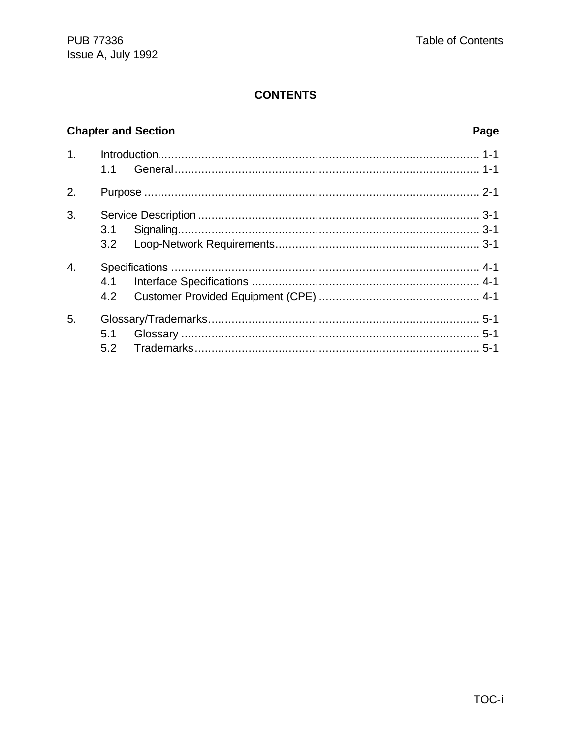## CONTENTS

| Chapter and Section | | Page |
|---|---|---|
| 1. | Introduction | 1-1 |
| | 1.1 General | 1-1 |
| 2. | Purpose | 2-1 |
| 3. | Service Description | 3-1 |
| | 3.1 Signaling | 3-1 |
| | 3.2 Loop-Network Requirements | 3-1 |
| 4. | Specifications | 4-1 |
| | 4.1 Interface Specifications | 4-1 |
| | 4.2 Customer Provided Equipment (CPE) | 4-1 |
| 5. | Glossary/Trademarks | 5-1 |
| | 5.1 Glossary | 5-1 |
| | 5.2 Trademarks | 5-1 |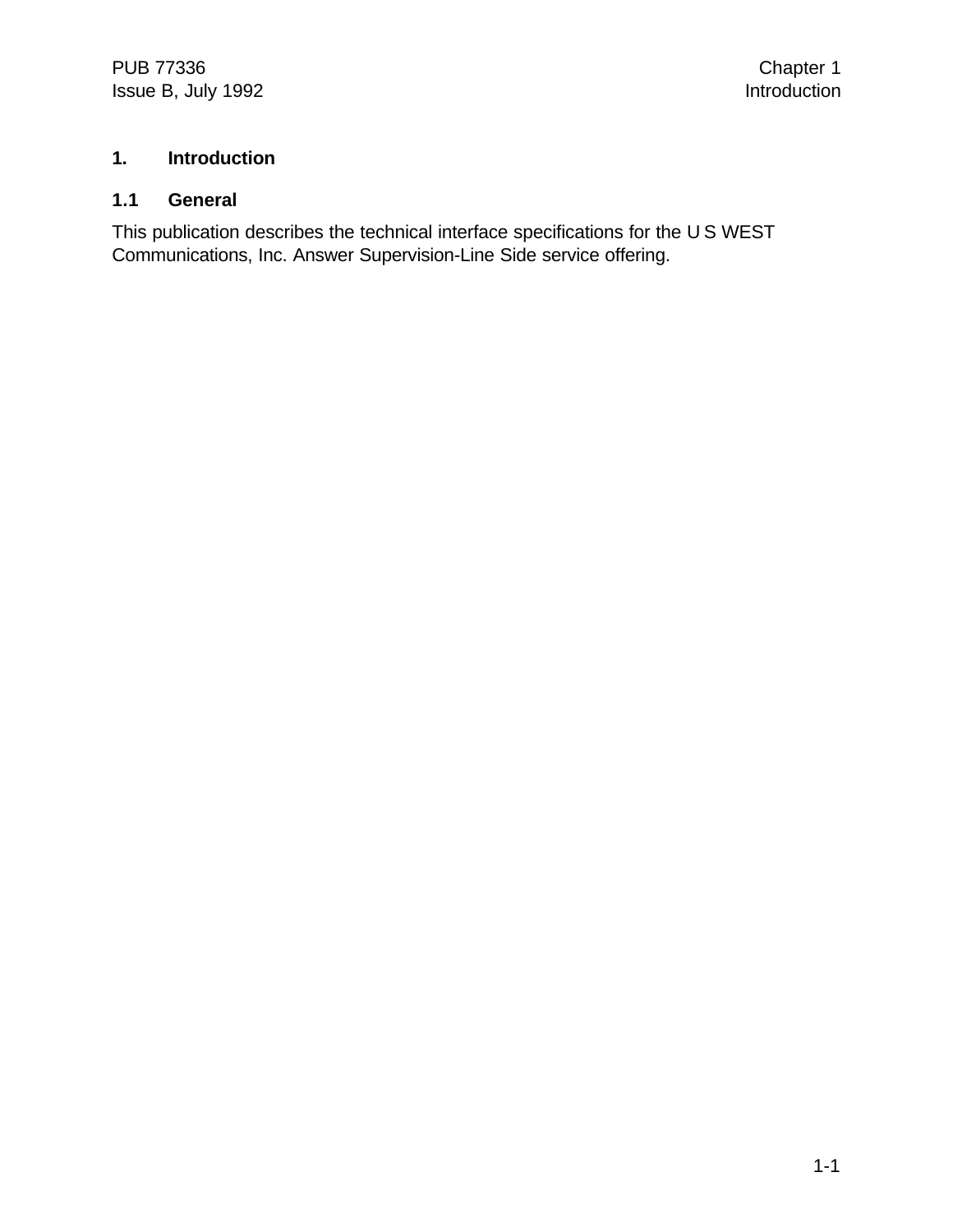# 1. Introduction

## 1.1 General

This publication describes the technical interface specifications for the U S WEST Communications, Inc. Answer Supervision-Line Side service offering.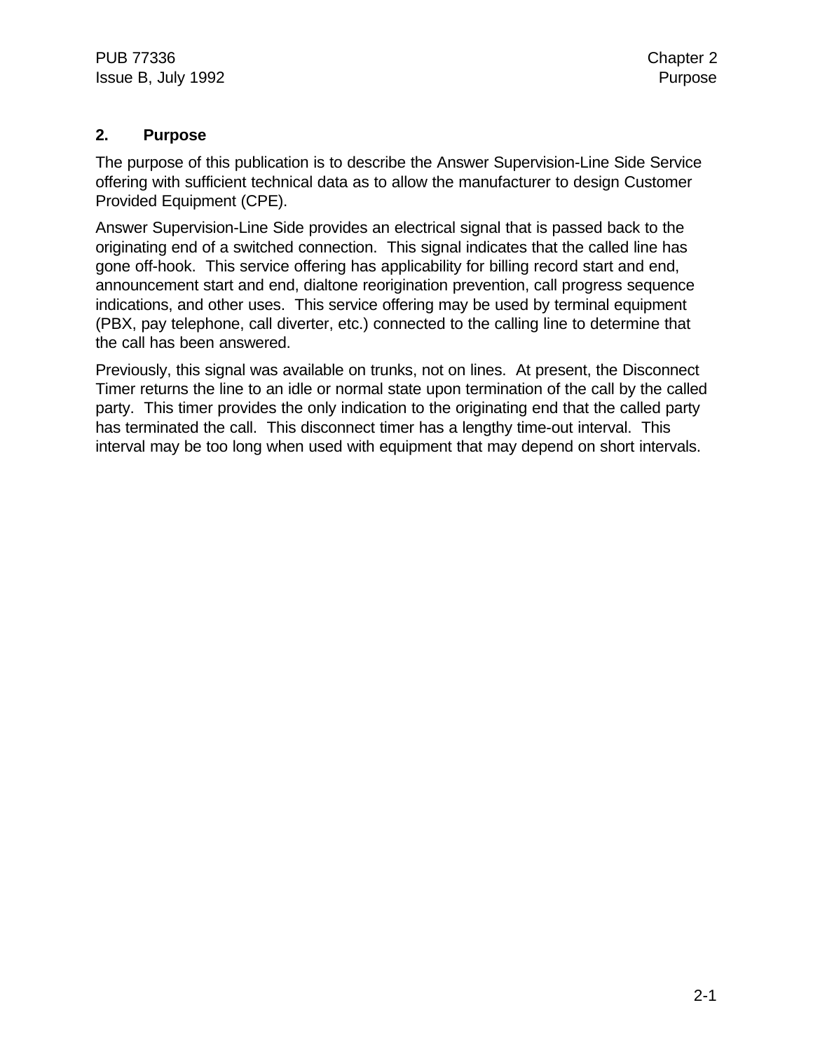## 2. Purpose

The purpose of this publication is to describe the Answer Supervision-Line Side Service offering with sufficient technical data as to allow the manufacturer to design Customer Provided Equipment (CPE).

Answer Supervision-Line Side provides an electrical signal that is passed back to the originating end of a switched connection. This signal indicates that the called line has gone off-hook. This service offering has applicability for billing record start and end, announcement start and end, dialtone reorigination prevention, call progress sequence indications, and other uses. This service offering may be used by terminal equipment (PBX, pay telephone, call diverter, etc.) connected to the calling line to determine that the call has been answered.

Previously, this signal was available on trunks, not on lines. At present, the Disconnect Timer returns the line to an idle or normal state upon termination of the call by the called party. This timer provides the only indication to the originating end that the called party has terminated the call. This disconnect timer has a lengthy time-out interval. This interval may be too long when used with equipment that may depend on short intervals.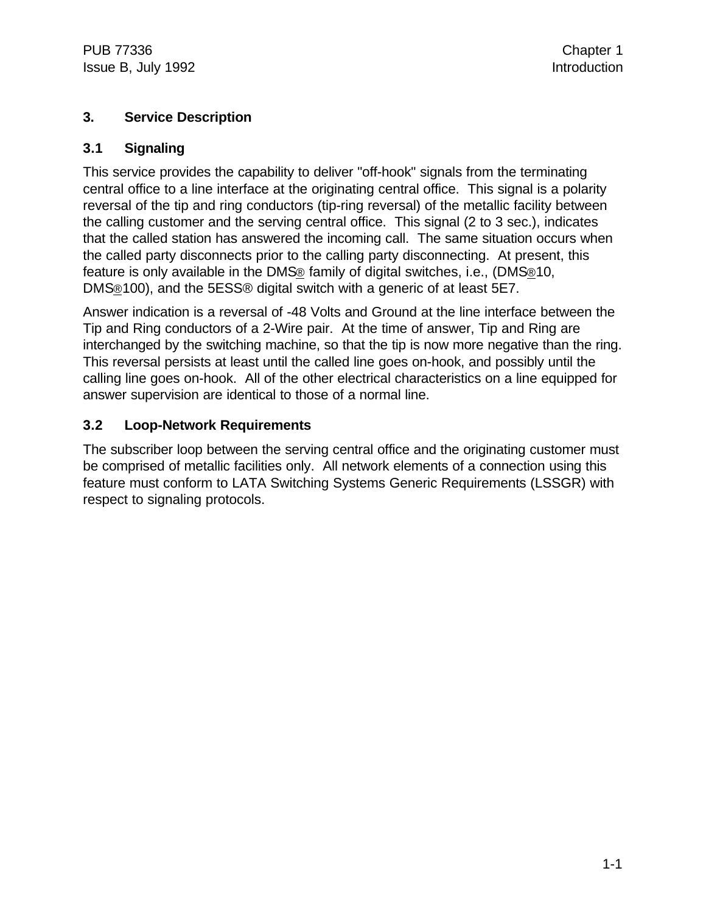## 3. Service Description

### 3.1 Signaling

This service provides the capability to deliver "off-hook" signals from the terminating central office to a line interface at the originating central office. This signal is a polarity reversal of the tip and ring conductors (tip-ring reversal) of the metallic facility between the calling customer and the serving central office. This signal (2 to 3 sec.), indicates that the called station has answered the incoming call. The same situation occurs when the called party disconnects prior to the calling party disconnecting. At present, this feature is only available in the DMS® family of digital switches, i.e., (DMS®10, DMS®100), and the 5ESS® digital switch with a generic of at least 5E7.

Answer indication is a reversal of -48 Volts and Ground at the line interface between the Tip and Ring conductors of a 2-Wire pair. At the time of answer, Tip and Ring are interchanged by the switching machine, so that the tip is now more negative than the ring. This reversal persists at least until the called line goes on-hook, and possibly until the calling line goes on-hook. All of the other electrical characteristics on a line equipped for answer supervision are identical to those of a normal line.

### 3.2 Loop-Network Requirements

The subscriber loop between the serving central office and the originating customer must be comprised of metallic facilities only. All network elements of a connection using this feature must conform to LATA Switching Systems Generic Requirements (LSSGR) with respect to signaling protocols.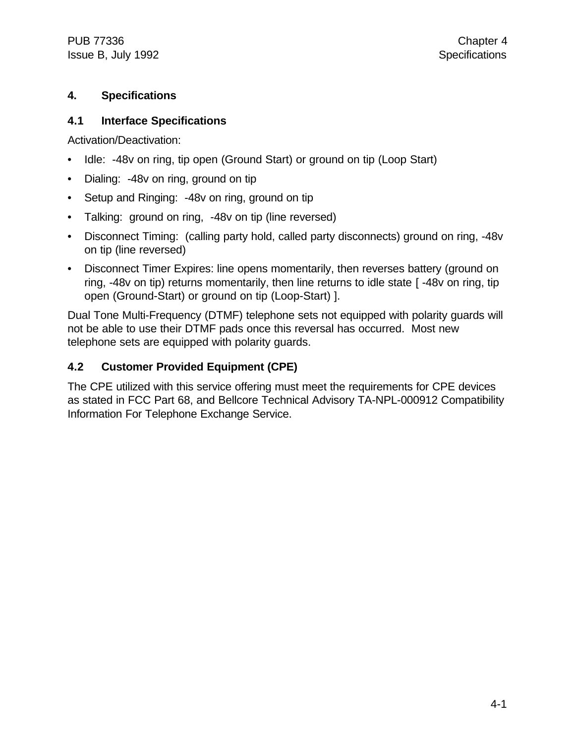# 4. Specifications

## 4.1 Interface Specifications

Activation/Deactivation:

- Idle: -48v on ring, tip open (Ground Start) or ground on tip (Loop Start)
- Dialing: -48v on ring, ground on tip
- Setup and Ringing: -48v on ring, ground on tip
- Talking: ground on ring, -48v on tip (line reversed)
- Disconnect Timing: (calling party hold, called party disconnects) ground on ring, -48v on tip (line reversed)
- Disconnect Timer Expires: line opens momentarily, then reverses battery (ground on ring, -48v on tip) returns momentarily, then line returns to idle state [ -48v on ring, tip open (Ground-Start) or ground on tip (Loop-Start) ].

Dual Tone Multi-Frequency (DTMF) telephone sets not equipped with polarity guards will not be able to use their DTMF pads once this reversal has occurred. Most new telephone sets are equipped with polarity guards.

## 4.2 Customer Provided Equipment (CPE)

The CPE utilized with this service offering must meet the requirements for CPE devices as stated in FCC Part 68, and Bellcore Technical Advisory TA-NPL-000912 Compatibility Information For Telephone Exchange Service.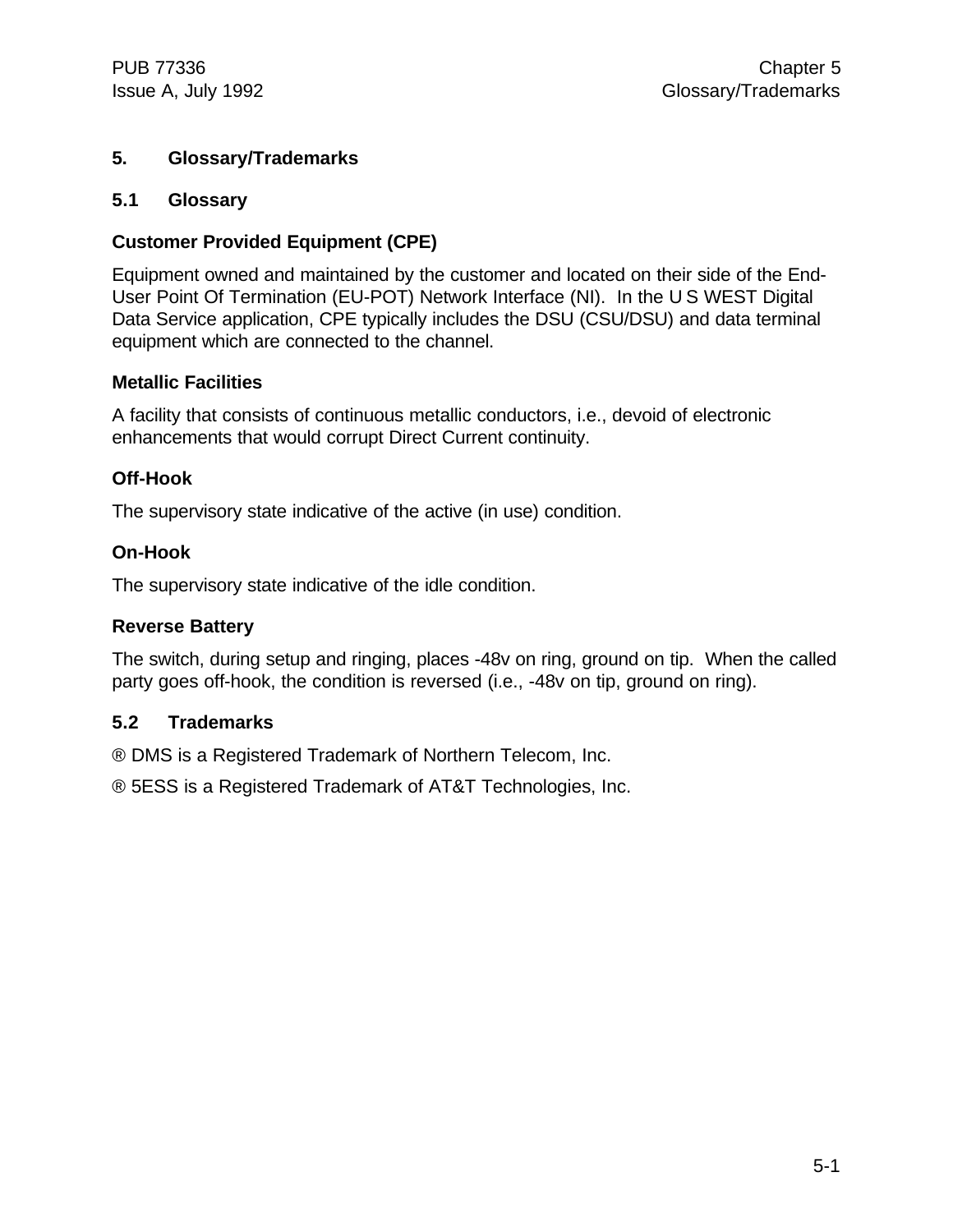# 5. Glossary/Trademarks

## 5.1 Glossary

**Customer Provided Equipment (CPE)**

Equipment owned and maintained by the customer and located on their side of the End-User Point Of Termination (EU-POT) Network Interface (NI). In the U S WEST Digital Data Service application, CPE typically includes the DSU (CSU/DSU) and data terminal equipment which are connected to the channel.

**Metallic Facilities**

A facility that consists of continuous metallic conductors, i.e., devoid of electronic enhancements that would corrupt Direct Current continuity.

**Off-Hook**

The supervisory state indicative of the active (in use) condition.

**On-Hook**

The supervisory state indicative of the idle condition.

**Reverse Battery**

The switch, during setup and ringing, places -48v on ring, ground on tip. When the called party goes off-hook, the condition is reversed (i.e., -48v on tip, ground on ring).

## 5.2 Trademarks

® DMS is a Registered Trademark of Northern Telecom, Inc.

® 5ESS is a Registered Trademark of AT&T Technologies, Inc.